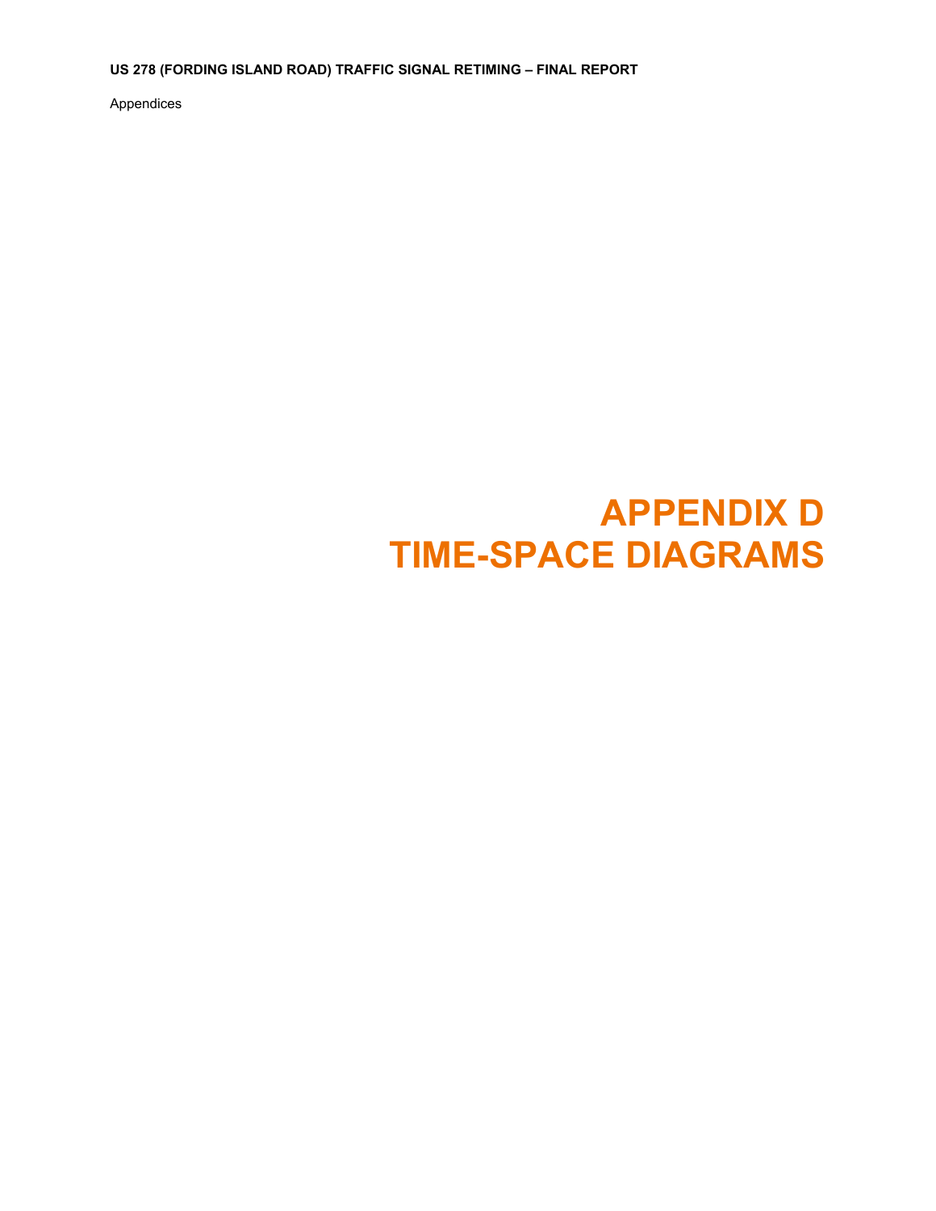# APPENDIX D
# TIME-SPACE DIAGRAMS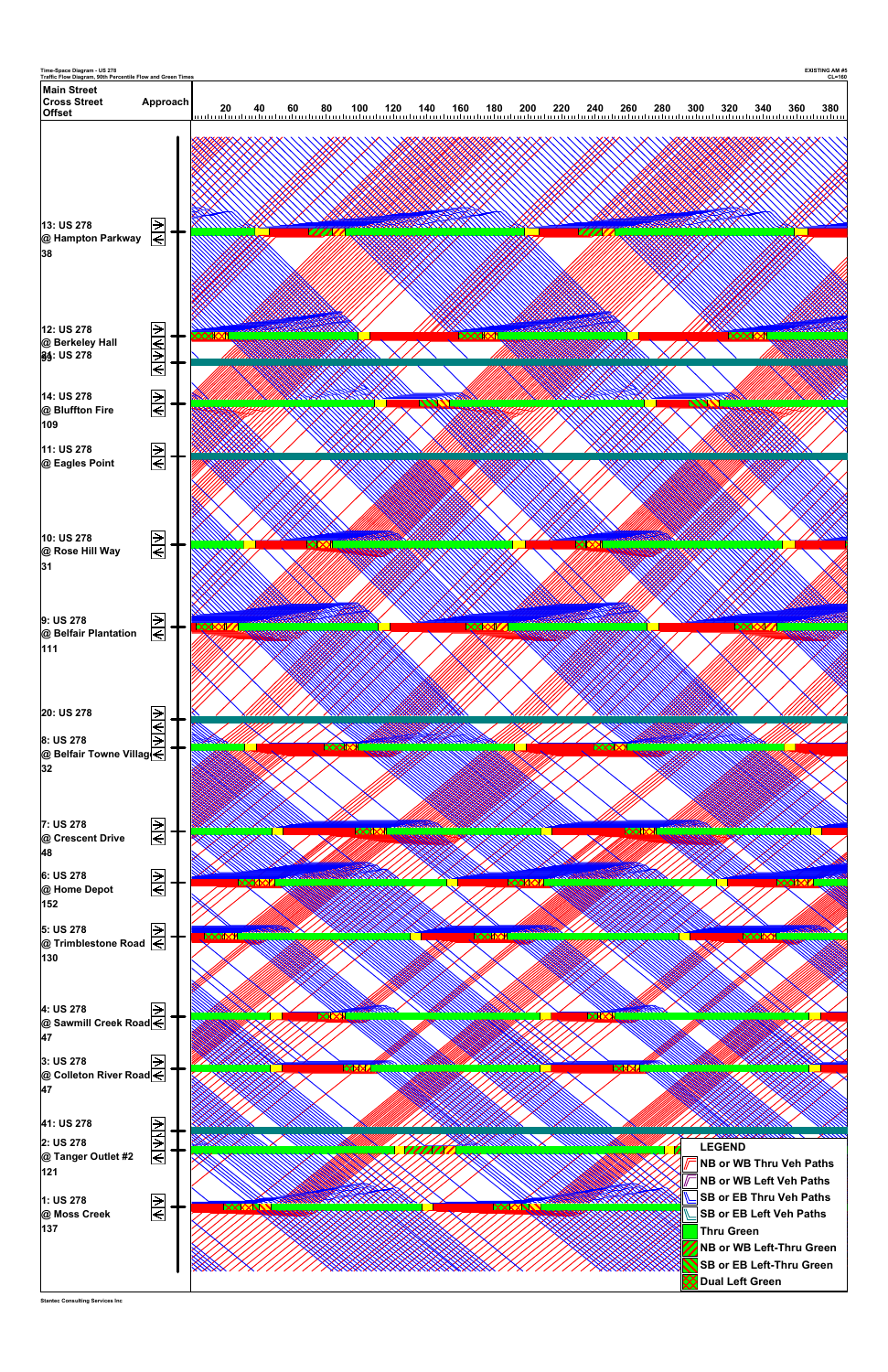Time-Space Diagram - US 278
Traffic Flow Diagram, 90th Percentile Flow and Green Times

EXISTING AM #5
CL=160

| Main Street / Cross Street / Offset | Approach |
|---|---|
| 13: US 278 @ Hampton Parkway 38 | |
| 12: US 278 @ Berkeley Hall 84 | |
| 35: US 278 | |
| 14: US 278 @ Bluffton Fire 109 | |
| 11: US 278 @ Eagles Point | |
| 10: US 278 @ Rose Hill Way 31 | |
| 9: US 278 @ Belfair Plantation 111 | |
| 20: US 278 | |
| 8: US 278 @ Belfair Towne Villag 32 | |
| 7: US 278 @ Crescent Drive 48 | |
| 6: US 278 @ Home Depot 152 | |
| 5: US 278 @ Trimblestone Road 130 | |
| 4: US 278 @ Sawmill Creek Road 47 | |
| 3: US 278 @ Colleton River Road 47 | |
| 41: US 278 | |
| 2: US 278 @ Tanger Outlet #2 121 | |
| 1: US 278 @ Moss Creek 137 | |

Time axis: 20 40 60 80 100 120 140 160 180 200 220 240 260 280 300 320 340 360 380

**LEGEND**
- NB or WB Thru Veh Paths
- NB or WB Left Veh Paths
- SB or EB Thru Veh Paths
- SB or EB Left Veh Paths
- Thru Green
- NB or WB Left-Thru Green
- SB or EB Left-Thru Green
- Dual Left Green

Stantec Consulting Services Inc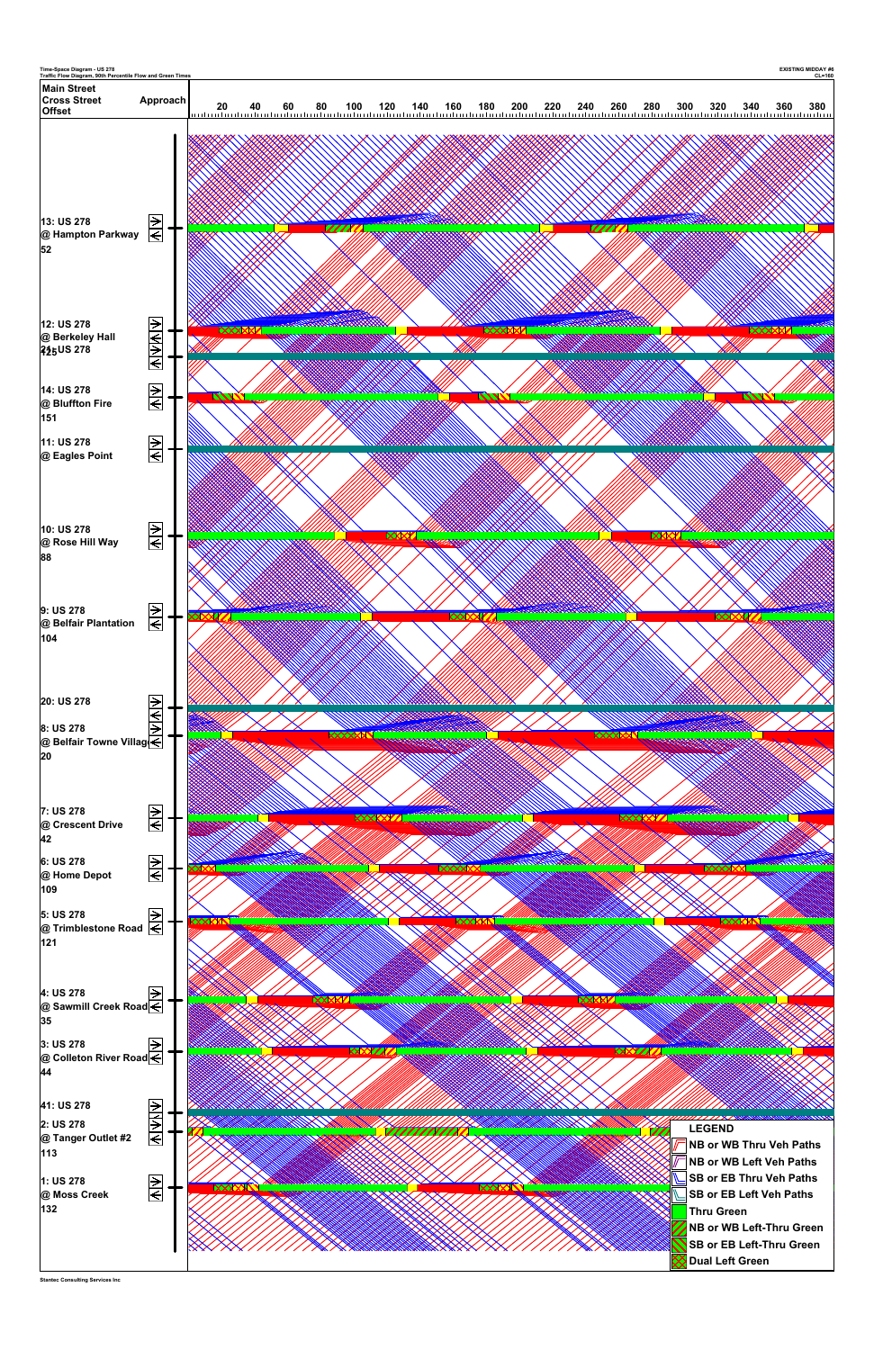Time-Space Diagram - US 278
Traffic Flow Diagram, 90th Percentile Flow and Green Times

EXISTING MIDDAY #6
CL=160

| Main Street / Cross Street / Offset | Approach |
|---|---|
| 13: US 278 @ Hampton Parkway 52 | |
| 12: US 278 @ Berkeley Hall 125 | |
| 21: US 278 | |
| 14: US 278 @ Bluffton Fire 151 | |
| 11: US 278 @ Eagles Point | |
| 10: US 278 @ Rose Hill Way 88 | |
| 9: US 278 @ Belfair Plantation 104 | |
| 20: US 278 | |
| 8: US 278 @ Belfair Towne Villag 20 | |
| 7: US 278 @ Crescent Drive 42 | |
| 6: US 278 @ Home Depot 109 | |
| 5: US 278 @ Trimblestone Road 121 | |
| 4: US 278 @ Sawmill Creek Road 35 | |
| 3: US 278 @ Colleton River Road 44 | |
| 41: US 278 | |
| 2: US 278 @ Tanger Outlet #2 113 | |
| 1: US 278 @ Moss Creek 132 | |

20 40 60 80 100 120 140 160 180 200 220 240 260 280 300 320 340 360 380

**LEGEND**

- NB or WB Thru Veh Paths
- NB or WB Left Veh Paths
- SB or EB Thru Veh Paths
- SB or EB Left Veh Paths
- Thru Green
- NB or WB Left-Thru Green
- SB or EB Left-Thru Green
- Dual Left Green

Stantec Consulting Services Inc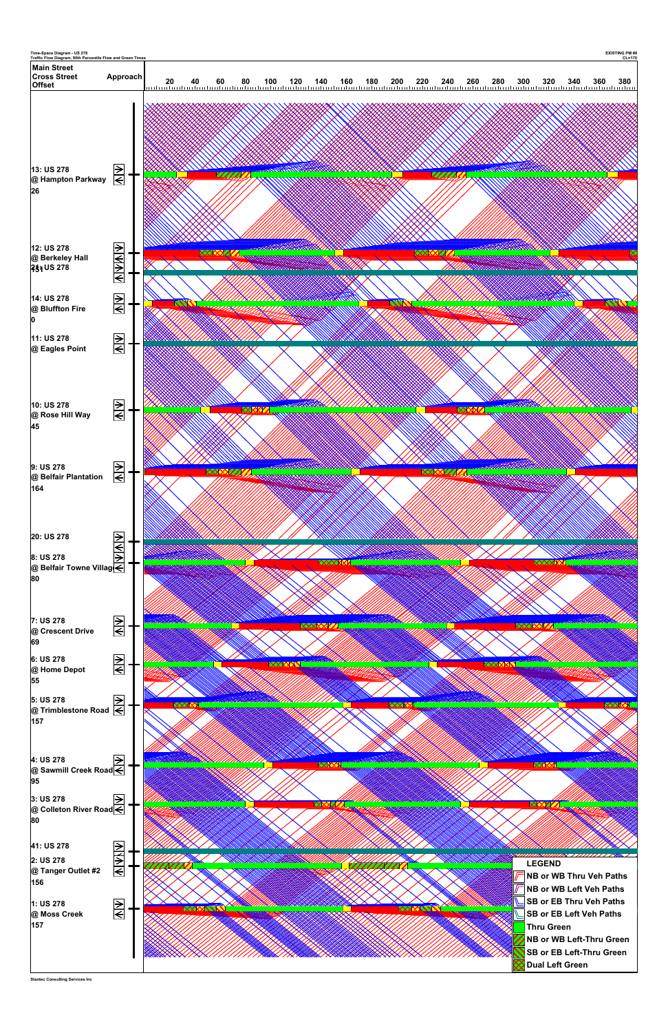Time-Space Diagram - US 278
Traffic Flow Diagram, 90th Percentile Flow and Green Times

EXISTING PM #8
CL=170

| Main Street<br>Cross Street<br>Offset | Approach |
|---|---|
| 13: US 278<br>@ Hampton Parkway<br>26 | |
| 12: US 278<br>@ Berkeley Hall<br>21 | |
| 15: US 278 | |
| 14: US 278<br>@ Bluffton Fire<br>0 | |
| 11: US 278<br>@ Eagles Point | |
| 10: US 278<br>@ Rose Hill Way<br>45 | |
| 9: US 278<br>@ Belfair Plantation<br>164 | |
| 20: US 278 | |
| 8: US 278<br>@ Belfair Towne Village<br>80 | |
| 7: US 278<br>@ Crescent Drive<br>69 | |
| 6: US 278<br>@ Home Depot<br>55 | |
| 5: US 278<br>@ Trimblestone Road<br>157 | |
| 4: US 278<br>@ Sawmill Creek Road<br>95 | |
| 3: US 278<br>@ Colleton River Road<br>80 | |
| 41: US 278 | |
| 2: US 278<br>@ Tanger Outlet #2<br>156 | |
| 1: US 278<br>@ Moss Creek<br>157 | |

20 40 60 80 100 120 140 160 180 200 220 240 260 280 300 320 340 360 380

**LEGEND**

- NB or WB Thru Veh Paths
- NB or WB Left Veh Paths
- SB or EB Thru Veh Paths
- SB or EB Left Veh Paths
- Thru Green
- NB or WB Left-Thru Green
- SB or EB Left-Thru Green
- Dual Left Green

Stantec Consulting Services Inc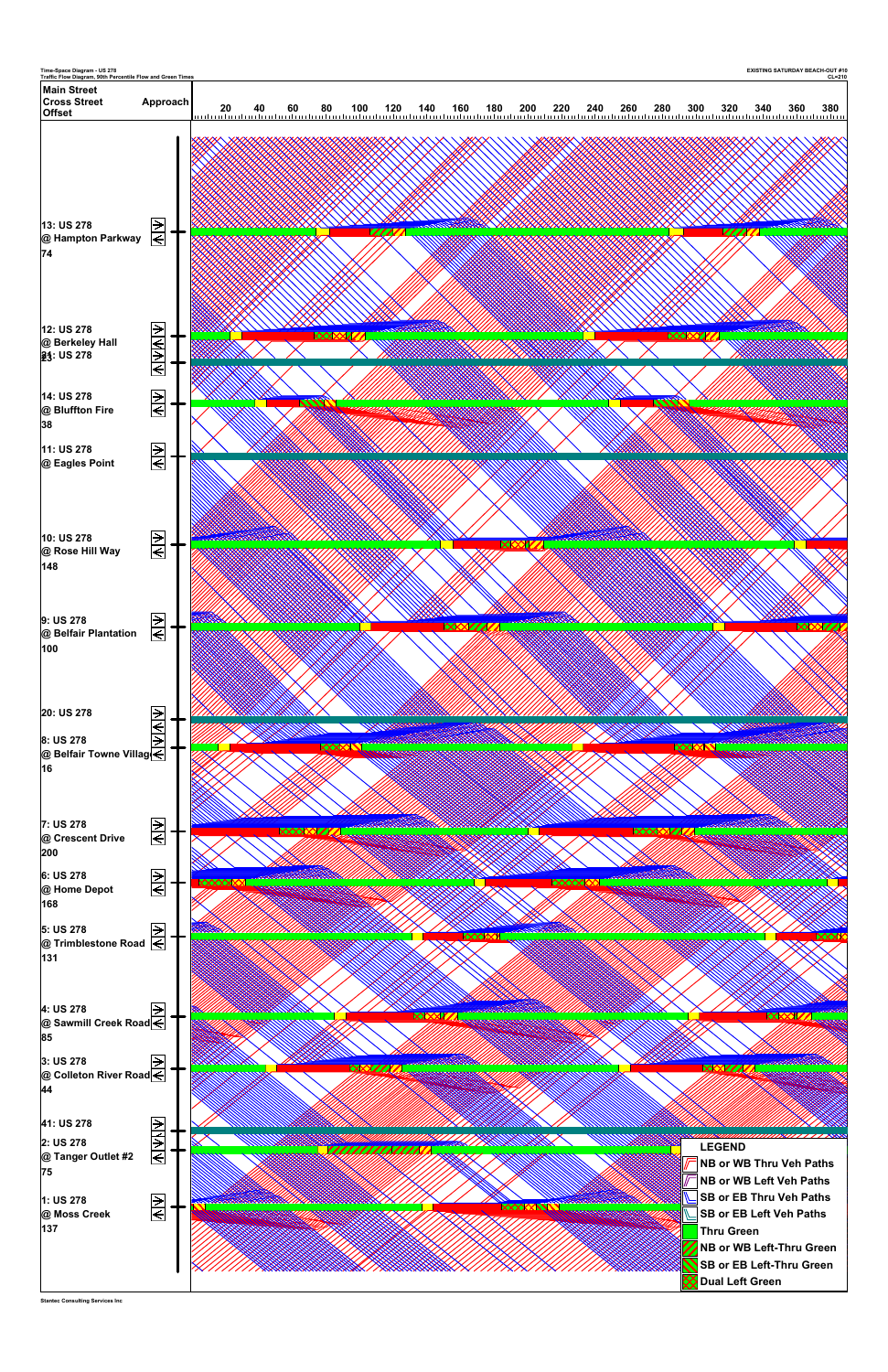Time-Space Diagram - US 278
Traffic Flow Diagram, 90th Percentile Flow and Green Times

EXISTING SATURDAY BEACH-OUT #10
CL=210

| Main Street / Cross Street / Offset | Approach |
|---|---|
| 13: US 278 @ Hampton Parkway 74 | |
| 12: US 278 @ Berkeley Hall 21 | |
| 31: US 278 | |
| 14: US 278 @ Bluffton Fire 38 | |
| 11: US 278 @ Eagles Point | |
| 10: US 278 @ Rose Hill Way 148 | |
| 9: US 278 @ Belfair Plantation 100 | |
| 20: US 278 | |
| 8: US 278 @ Belfair Towne Villag 16 | |
| 7: US 278 @ Crescent Drive 200 | |
| 6: US 278 @ Home Depot 168 | |
| 5: US 278 @ Trimblestone Road 131 | |
| 4: US 278 @ Sawmill Creek Road 85 | |
| 3: US 278 @ Colleton River Road 44 | |
| 41: US 278 | |
| 2: US 278 @ Tanger Outlet #2 75 | |
| 1: US 278 @ Moss Creek 137 | |

20 40 60 80 100 120 140 160 180 200 220 240 260 280 300 320 340 360 380

**LEGEND**

- NB or WB Thru Veh Paths
- NB or WB Left Veh Paths
- SB or EB Thru Veh Paths
- SB or EB Left Veh Paths
- Thru Green
- NB or WB Left-Thru Green
- SB or EB Left-Thru Green
- Dual Left Green

Stantec Consulting Services Inc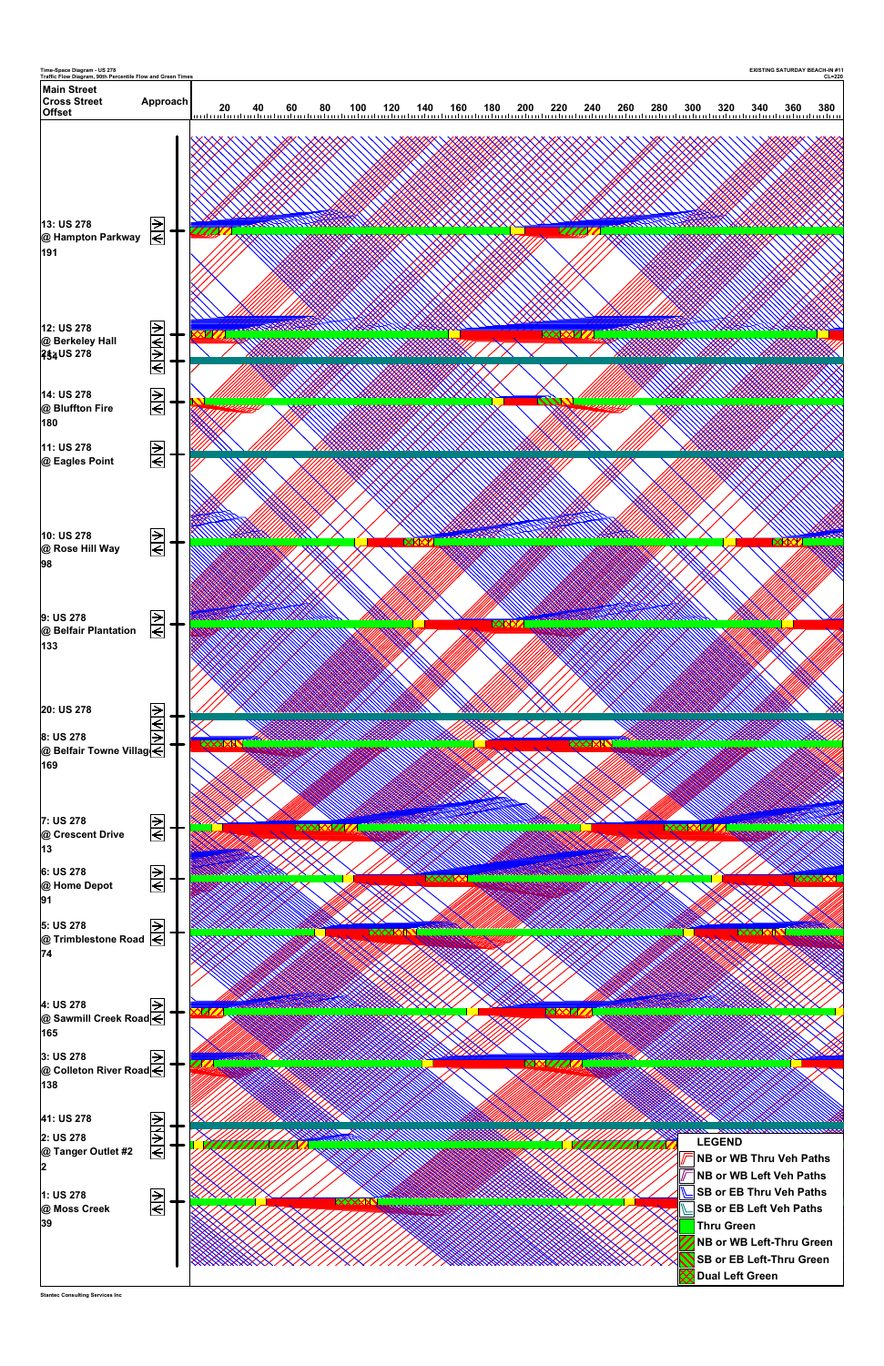Time-Space Diagram - US 278
Traffic Flow Diagram, 90th Percentile Flow and Green Times

EXISTING SATURDAY BEACH-IN #11
CL=220

| Main Street / Cross Street / Offset | Approach |
|---|---|
| 13: US 278 @ Hampton Parkway 191 | |
| 12: US 278 @ Berkeley Hall 154 | |
| 24: US 278 | |
| 14: US 278 @ Bluffton Fire 180 | |
| 11: US 278 @ Eagles Point | |
| 10: US 278 @ Rose Hill Way 98 | |
| 9: US 278 @ Belfair Plantation 133 | |
| 20: US 278 | |
| 8: US 278 @ Belfair Towne Village 169 | |
| 7: US 278 @ Crescent Drive 13 | |
| 6: US 278 @ Home Depot 91 | |
| 5: US 278 @ Trimblestone Road 74 | |
| 4: US 278 @ Sawmill Creek Road 165 | |
| 3: US 278 @ Colleton River Road 138 | |
| 41: US 278 | |
| 2: US 278 @ Tanger Outlet #2 2 | |
| 1: US 278 @ Moss Creek 39 | |

Time axis: 20 40 60 80 100 120 140 160 180 200 220 240 260 280 300 320 340 360 380

**LEGEND**
- NB or WB Thru Veh Paths
- NB or WB Left Veh Paths
- SB or EB Thru Veh Paths
- SB or EB Left Veh Paths
- Thru Green
- NB or WB Left-Thru Green
- SB or EB Left-Thru Green
- Dual Left Green

Stantec Consulting Services Inc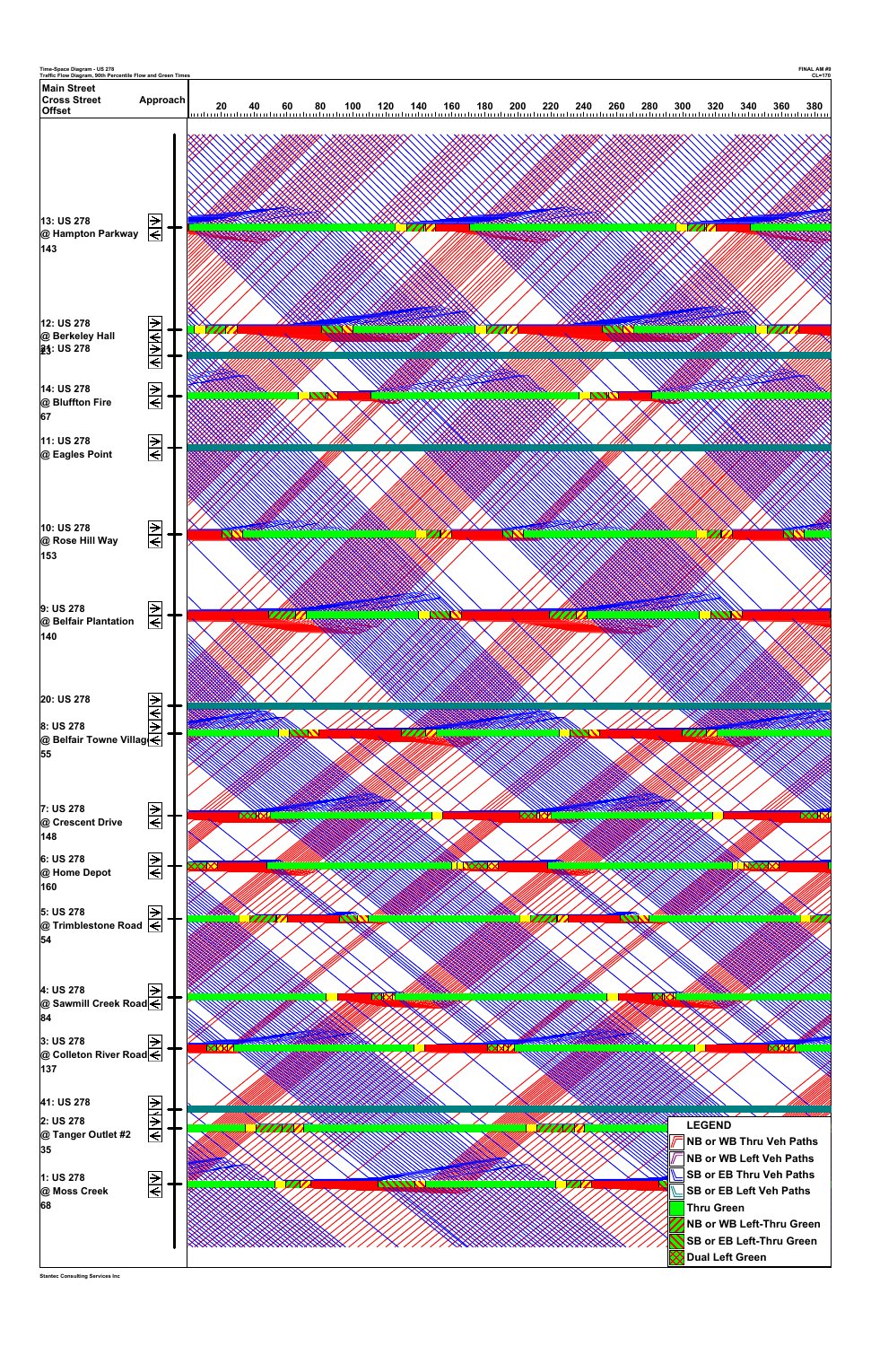Time-Space Diagram - US 278
Traffic Flow Diagram, 90th Percentile Flow and Green Times

FINAL AM #8
CL=170

| Main Street<br>Cross Street<br>Offset | Approach |
|---|---|
| 13: US 278<br>@ Hampton Parkway<br>143 | |
| 12: US 278<br>@ Berkeley Hall | |
| 24: US 278 | |
| 14: US 278<br>@ Bluffton Fire<br>67 | |
| 11: US 278<br>@ Eagles Point | |
| 10: US 278<br>@ Rose Hill Way<br>153 | |
| 9: US 278<br>@ Belfair Plantation<br>140 | |
| 20: US 278 | |
| 8: US 278<br>@ Belfair Towne Villag<br>55 | |
| 7: US 278<br>@ Crescent Drive<br>148 | |
| 6: US 278<br>@ Home Depot<br>160 | |
| 5: US 278<br>@ Trimblestone Road<br>54 | |
| 4: US 278<br>@ Sawmill Creek Road<br>84 | |
| 3: US 278<br>@ Colleton River Road<br>137 | |
| 41: US 278 | |
| 2: US 278<br>@ Tanger Outlet #2<br>35 | |
| 1: US 278<br>@ Moss Creek<br>68 | |

20 40 60 80 100 120 140 160 180 200 220 240 260 280 300 320 340 360 380

**LEGEND**
- NB or WB Thru Veh Paths
- NB or WB Left Veh Paths
- SB or EB Thru Veh Paths
- SB or EB Left Veh Paths
- Thru Green
- NB or WB Left-Thru Green
- SB or EB Left-Thru Green
- Dual Left Green

Stantec Consulting Services Inc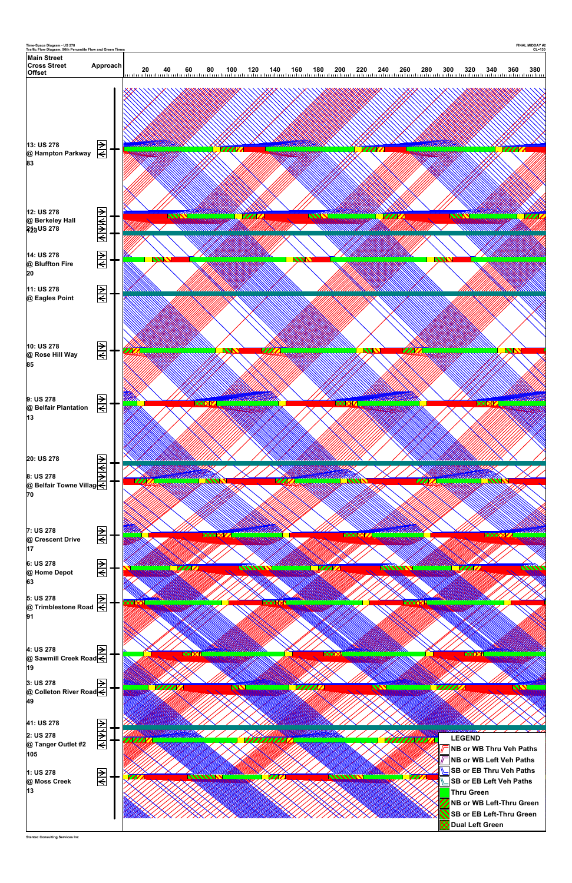Time-Space Diagram - US 278
Traffic Flow Diagram, 90th Percentile Flow and Green Times

FINAL MIDDAY #2
CL=130

| Main Street / Cross Street / Offset | Approach |
|---|---|
| 13: US 278 @ Hampton Parkway 83 | |
| 12: US 278 @ Berkeley Hall | |
| 213: US 278 | |
| 14: US 278 @ Bluffton Fire 20 | |
| 11: US 278 @ Eagles Point | |
| 10: US 278 @ Rose Hill Way 85 | |
| 9: US 278 @ Belfair Plantation 13 | |
| 20: US 278 | |
| 8: US 278 @ Belfair Towne Villag 70 | |
| 7: US 278 @ Crescent Drive 17 | |
| 6: US 278 @ Home Depot 63 | |
| 5: US 278 @ Trimblestone Road 91 | |
| 4: US 278 @ Sawmill Creek Road 19 | |
| 3: US 278 @ Colleton River Road 49 | |
| 41: US 278 | |
| 2: US 278 @ Tanger Outlet #2 105 | |
| 1: US 278 @ Moss Creek 13 | |

Time axis: 20, 40, 60, 80, 100, 120, 140, 160, 180, 200, 220, 240, 260, 280, 300, 320, 340, 360, 380

**LEGEND**
- NB or WB Thru Veh Paths
- NB or WB Left Veh Paths
- SB or EB Thru Veh Paths
- SB or EB Left Veh Paths
- Thru Green
- NB or WB Left-Thru Green
- SB or EB Left-Thru Green
- Dual Left Green

Stantec Consulting Services Inc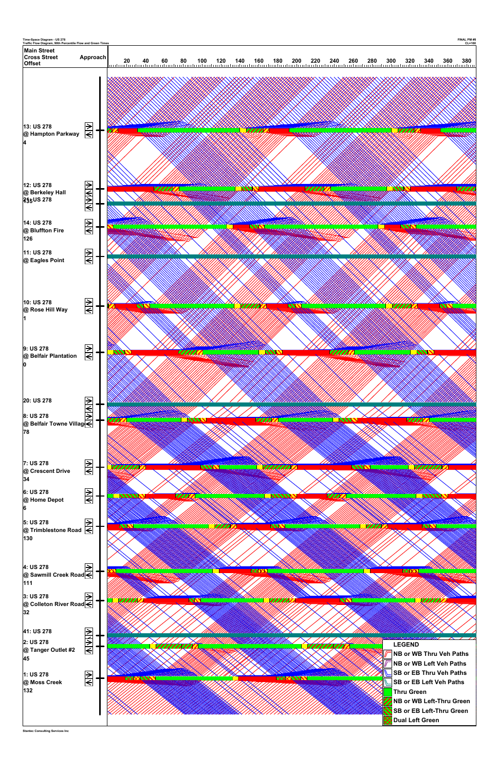Time-Space Diagram - US 278
Traffic Flow Diagram, 90th Percentile Flow and Green Times

FINAL PM #8
CL=160

| Main Street<br>Cross Street<br>Offset | Approach |
|---|---|
| 13: US 278<br>@ Hampton Parkway<br>4 | |
| 12: US 278<br>@ Berkeley Hall<br>21: US 278<br>135 | |
| 14: US 278<br>@ Bluffton Fire<br>126 | |
| 11: US 278<br>@ Eagles Point | |
| 10: US 278<br>@ Rose Hill Way<br>1 | |
| 9: US 278<br>@ Belfair Plantation<br>0 | |
| 20: US 278 | |
| 8: US 278<br>@ Belfair Towne Villag<br>78 | |
| 7: US 278<br>@ Crescent Drive<br>34 | |
| 6: US 278<br>@ Home Depot<br>6 | |
| 5: US 278<br>@ Trimblestone Road<br>130 | |
| 4: US 278<br>@ Sawmill Creek Road<br>111 | |
| 3: US 278<br>@ Colleton River Road<br>32 | |
| 41: US 278 | |
| 2: US 278<br>@ Tanger Outlet #2<br>45 | |
| 1: US 278<br>@ Moss Creek<br>132 | |

20 40 60 80 100 120 140 160 180 200 220 240 260 280 300 320 340 360 380

**LEGEND**
- NB or WB Thru Veh Paths
- NB or WB Left Veh Paths
- SB or EB Thru Veh Paths
- SB or EB Left Veh Paths
- Thru Green
- NB or WB Left-Thru Green
- SB or EB Left-Thru Green
- Dual Left Green

Stantec Consulting Services Inc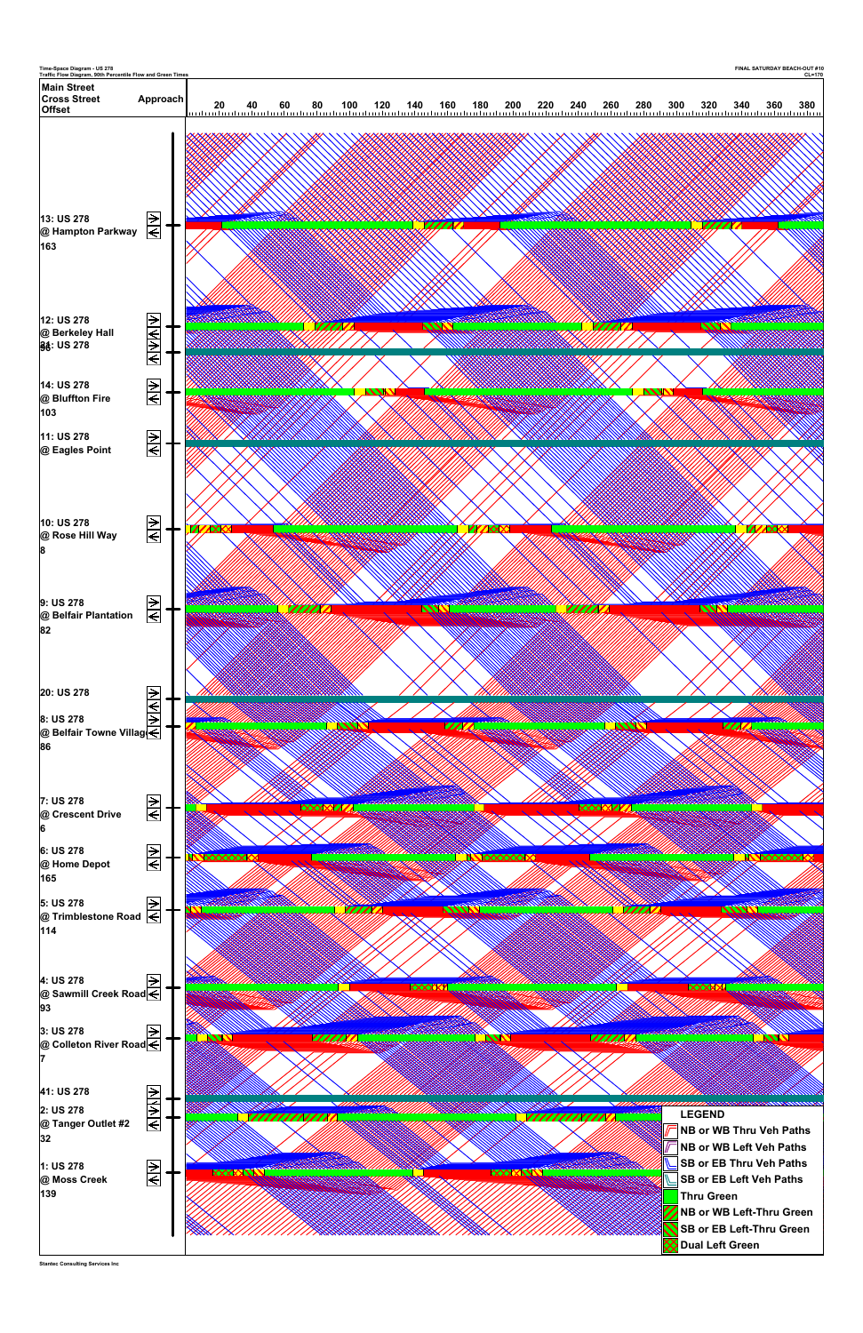Time-Space Diagram - US 278
Traffic Flow Diagram, 90th Percentile Flow and Green Times

FINAL SATURDAY BEACH-OUT #10
CL=170

| Main Street / Cross Street / Offset | Approach |
|---|---|
| 13: US 278 @ Hampton Parkway 163 | |
| 12: US 278 @ Berkeley Hall 86 | |
| 34: US 278 | |
| 14: US 278 @ Bluffton Fire 103 | |
| 11: US 278 @ Eagles Point | |
| 10: US 278 @ Rose Hill Way 8 | |
| 9: US 278 @ Belfair Plantation 82 | |
| 20: US 278 | |
| 8: US 278 @ Belfair Towne Villag 86 | |
| 7: US 278 @ Crescent Drive 6 | |
| 6: US 278 @ Home Depot 165 | |
| 5: US 278 @ Trimblestone Road 114 | |
| 4: US 278 @ Sawmill Creek Road 93 | |
| 3: US 278 @ Colleton River Road 7 | |
| 41: US 278 | |
| 2: US 278 @ Tanger Outlet #2 32 | |
| 1: US 278 @ Moss Creek 139 | |

20 40 60 80 100 120 140 160 180 200 220 240 260 280 300 320 340 360 380

**LEGEND**
- NB or WB Thru Veh Paths
- NB or WB Left Veh Paths
- SB or EB Thru Veh Paths
- SB or EB Left Veh Paths
- Thru Green
- NB or WB Left-Thru Green
- SB or EB Left-Thru Green
- Dual Left Green

Stantec Consulting Services Inc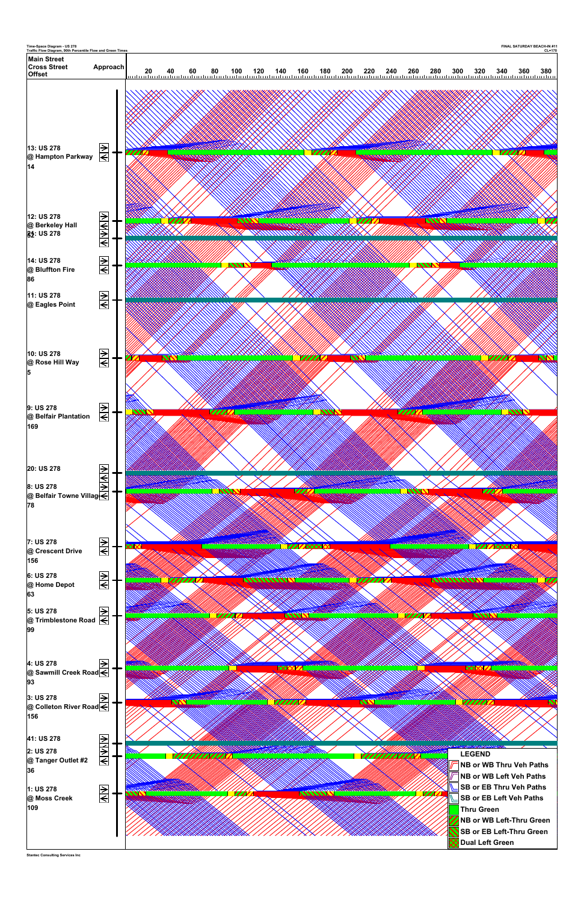Time-Space Diagram - US 278
Traffic Flow Diagram, 90th Percentile Flow and Green Times

FINAL SATURDAY BEACH-IN #11
CL=170

Main Street
Cross Street
Offset

Approach

20 40 60 80 100 120 140 160 180 200 220 240 260 280 300 320 340 360 380

13: US 278
@ Hampton Parkway
14

12: US 278
@ Berkeley Hall
82

31: US 278

14: US 278
@ Bluffton Fire
86

11: US 278
@ Eagles Point

10: US 278
@ Rose Hill Way
5

9: US 278
@ Belfair Plantation
169

20: US 278

8: US 278
@ Belfair Towne Villag
78

7: US 278
@ Crescent Drive
156

6: US 278
@ Home Depot
63

5: US 278
@ Trimblestone Road
99

4: US 278
@ Sawmill Creek Road
93

3: US 278
@ Colleton River Road
156

41: US 278

2: US 278
@ Tanger Outlet #2
36

1: US 278
@ Moss Creek
109

LEGEND
NB or WB Thru Veh Paths
NB or WB Left Veh Paths
SB or EB Thru Veh Paths
SB or EB Left Veh Paths
Thru Green
NB or WB Left-Thru Green
SB or EB Left-Thru Green
Dual Left Green

Stantec Consulting Services Inc